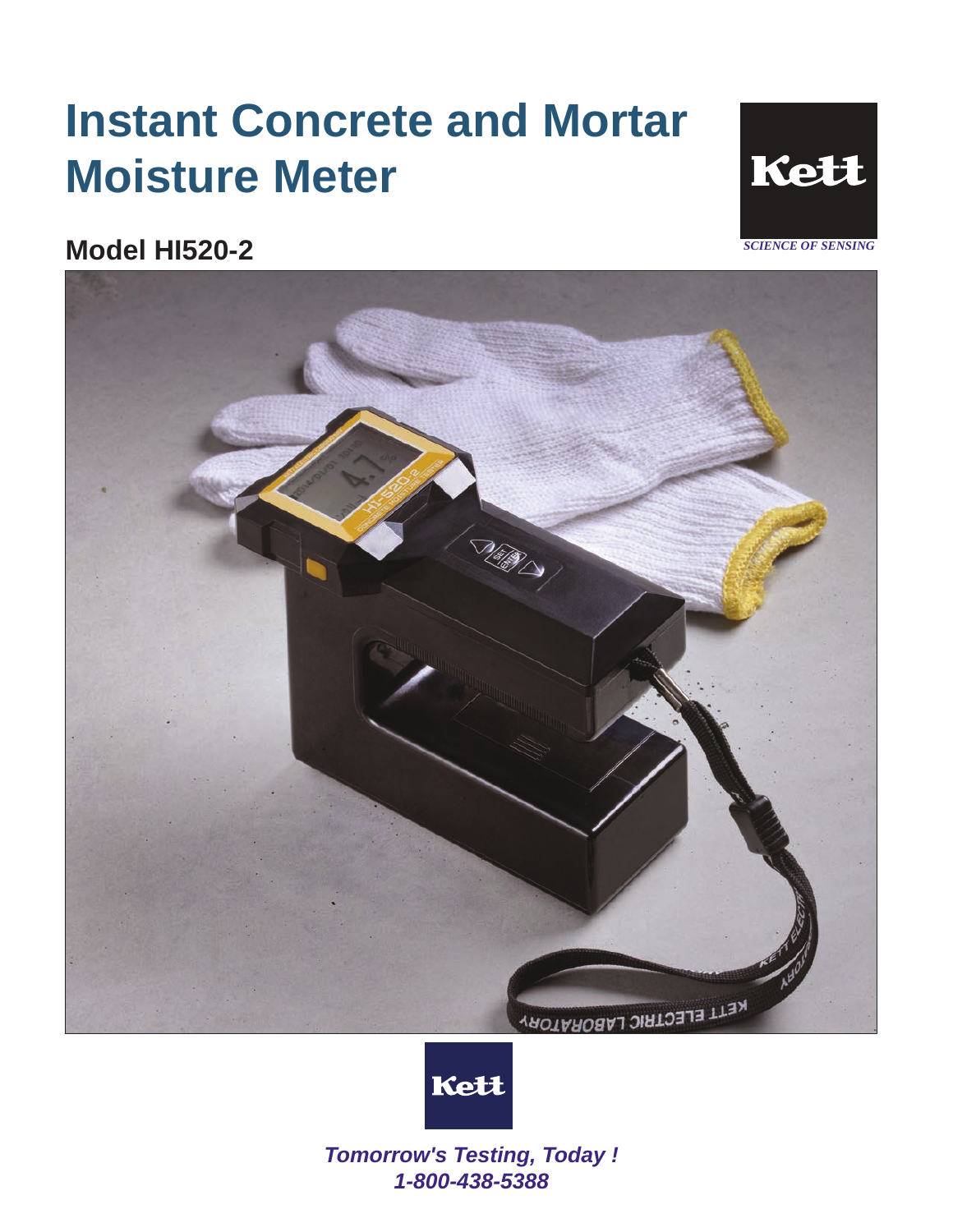# Instant Concrete and Mortar Moisture Meter

Kett

*SCIENCE OF SENSING*

## Model HI520-2

Kett

***Tomorrow's Testing, Today !***

***1-800-438-5388***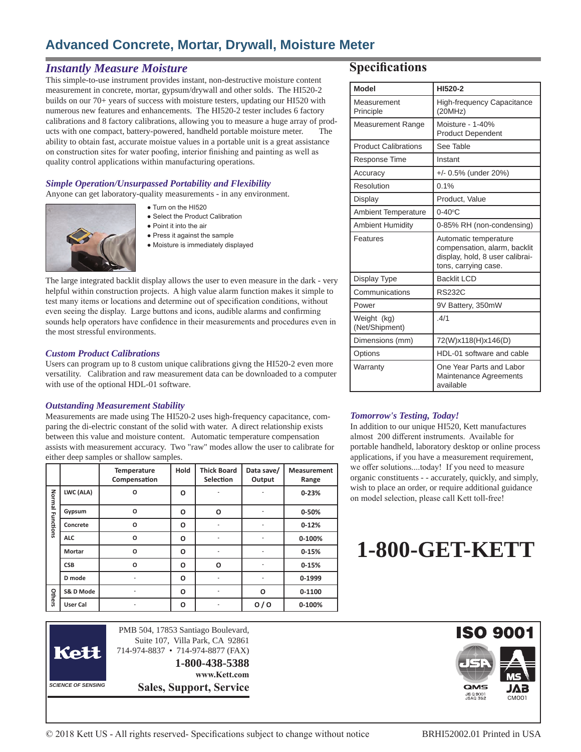# Advanced Concrete, Mortar, Drywall, Moisture Meter

## *Instantly Measure Moisture*

This simple-to-use instrument provides instant, non-destructive moisture content measurement in concrete, mortar, gypsum/drywall and other solds. The HI520-2 builds on our 70+ years of success with moisture testers, updating our HI520 with numerous new features and enhancements. The HI520-2 tester includes 6 factory calibrations and 8 factory calibrations, allowing you to measure a huge array of products with one compact, battery-powered, handheld portable moisture meter. The ability to obtain fast, accurate moistue values in a portable unit is a great assistance on construction sites for water poofing, interior finishing and painting as well as quality control applications within manufacturing operations.

### *Simple Operation/Unsurpassed Portability and Flexibility*

Anyone can get laboratory-quality measurements - in any environment.

- Turn on the HI520
- Select the Product Calibration
- Point it into the air
- Press it against the sample
- Moisture is immediately displayed

The large integrated backlit display allows the user to even measure in the dark - very helpful within construction projects. A high value alarm function makes it simple to test many items or locations and determine out of specification conditions, without even seeing the display. Large buttons and icons, audible alarms and confirming sounds help operators have confidence in their measurements and procedures even in the most stressful environments.

### *Custom Product Calibrations*

Users can program up to 8 custom unique calibrations givng the HI520-2 even more versatility. Calibration and raw measurement data can be downloaded to a computer with use of the optional HDL-01 software.

### *Outstanding Measurement Stability*

Measurements are made using The HI520-2 uses high-frequency capacitance, comparing the di-electric constant of the solid with water. A direct relationship exists between this value and moisture content. Automatic temperature compensation assists with measurement accuracy. Two "raw" modes allow the user to calibrate for either deep samples or shallow samples.

| | | Temperature Compensation | Hold | Thick Board Selection | Data save/ Output | Measurement Range |
|---|---|---|---|---|---|---|
| Normal Functions | LWC (ALA) | O | O | - | - | 0-23% |
| | Gypsum | O | O | O | - | 0-50% |
| | Concrete | O | O | - | - | 0-12% |
| | ALC | O | O | - | - | 0-100% |
| | Mortar | O | O | - | - | 0-15% |
| | CSB | O | O | O | - | 0-15% |
| | D mode | - | O | - | - | 0-1999 |
| Others | S& D Mode | - | O | - | O | 0-1100 |
| | User Cal | - | O | - | O / O | 0-100% |

## Specifications

| Model | HI520-2 |
|---|---|
| Measurement Principle | High-frequency Capacitance (20MHz) |
| Measurement Range | Moisture - 1-40% Product Dependent |
| Product Calibrations | See Table |
| Response Time | Instant |
| Accuracy | +/- 0.5% (under 20%) |
| Resolution | 0.1% |
| Display | Product, Value |
| Ambient Temperature | 0-40°C |
| Ambient Humidity | 0-85% RH (non-condensing) |
| Features | Automatic temperature compensation, alarm, backlit display, hold, 8 user calibritons, carrying case. |
| Display Type | Backlit LCD |
| Communications | RS232C |
| Power | 9V Battery, 350mW |
| Weight (kg) (Net/Shipment) | .4/1 |
| Dimensions (mm) | 72(W)x118(H)x146(D) |
| Options | HDL-01 software and cable |
| Warranty | One Year Parts and Labor Maintenance Agreements available |

### *Tomorrow's Testing, Today!*

In addition to our unique HI520, Kett manufactures almost 200 different instruments. Available for portable handheld, laboratory desktop or online process applications, if you have a measurement requirement, we offer solutions....today! If you need to measure organic constituents - - accurately, quickly, and simply, wish to place an order, or require additional guidance on model selection, please call Kett toll-free!

# 1-800-GET-KETT

Kett
SCIENCE OF SENSING

PMB 504, 17853 Santiago Boulevard,
Suite 107, Villa Park, CA 92861
714-974-8837 • 714-974-8877 (FAX)

**1-800-438-5388**

**www.Kett.com**

**Sales, Support, Service**

ISO 9001
JSA QMS JIS Q 9001 JSAQ 392
MS JAB CM001

© 2018 Kett US - All rights reserved- Specifications subject to change without notice

BRHI52002.01 Printed in USA